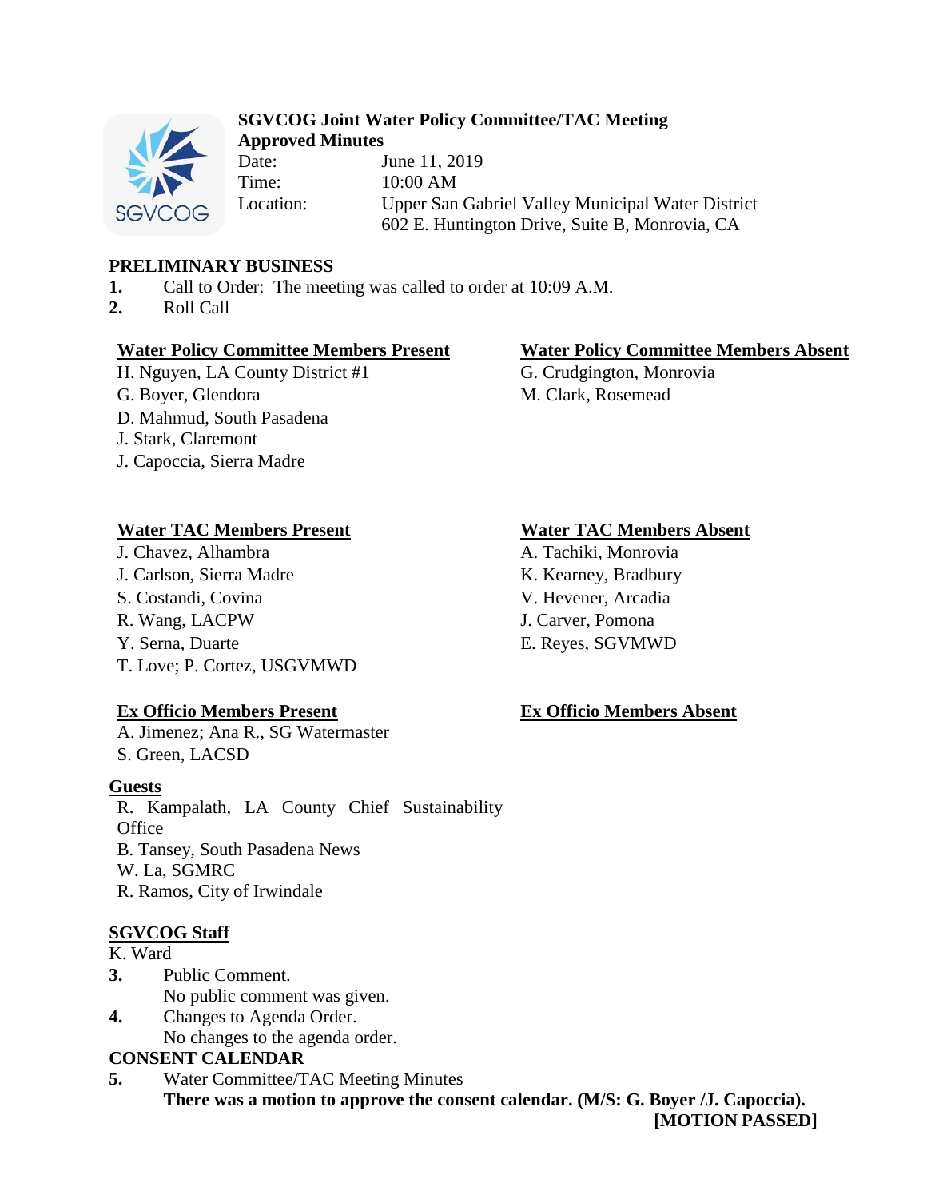# SGVCOG Joint Water Policy Committee/TAC Meeting

## Approved Minutes

Date: June 11, 2019

Time: 10:00 AM

Location: Upper San Gabriel Valley Municipal Water District
602 E. Huntington Drive, Suite B, Monrovia, CA

## PRELIMINARY BUSINESS

**1.** Call to Order: The meeting was called to order at 10:09 A.M.

**2.** Roll Call

**Water Policy Committee Members Present**

H. Nguyen, LA County District #1
G. Boyer, Glendora
D. Mahmud, South Pasadena
J. Stark, Claremont
J. Capoccia, Sierra Madre

**Water Policy Committee Members Absent**

G. Crudgington, Monrovia
M. Clark, Rosemead

**Water TAC Members Present**

J. Chavez, Alhambra
J. Carlson, Sierra Madre
S. Costandi, Covina
R. Wang, LACPW
Y. Serna, Duarte
T. Love; P. Cortez, USGVMWD

**Water TAC Members Absent**

A. Tachiki, Monrovia
K. Kearney, Bradbury
V. Hevener, Arcadia
J. Carver, Pomona
E. Reyes, SGVMWD

**Ex Officio Members Present**

A. Jimenez; Ana R., SG Watermaster
S. Green, LACSD

**Ex Officio Members Absent**

**Guests**

R. Kampalath, LA County Chief Sustainability Office
B. Tansey, South Pasadena News
W. La, SGMRC
R. Ramos, City of Irwindale

**SGVCOG Staff**

K. Ward

**3.** Public Comment.
No public comment was given.

**4.** Changes to Agenda Order.
No changes to the agenda order.

## CONSENT CALENDAR

**5.** Water Committee/TAC Meeting Minutes
**There was a motion to approve the consent calendar. (M/S: G. Boyer /J. Capoccia).**
**[MOTION PASSED]**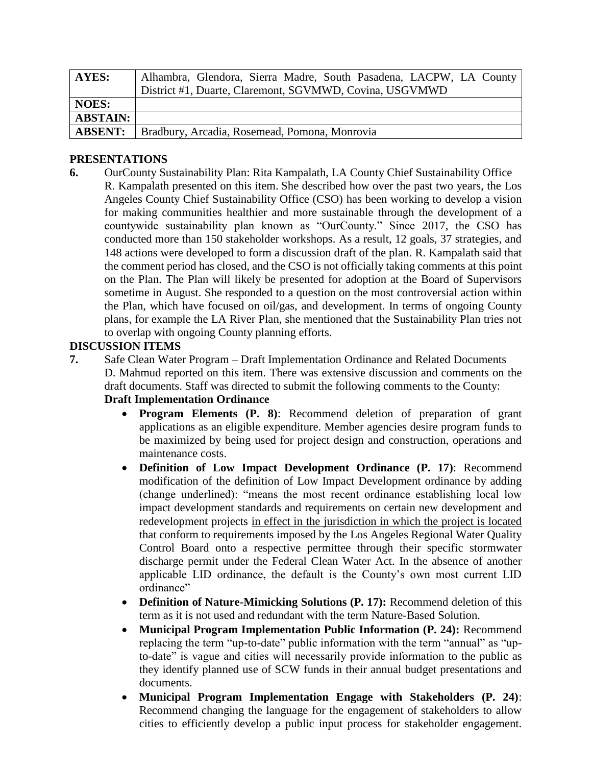| AYES: | Alhambra, Glendora, Sierra Madre, South Pasadena, LACPW, LA County District #1, Duarte, Claremont, SGVMWD, Covina, USGVMWD |
|---|---|
| NOES: | |
| ABSTAIN: | |
| ABSENT: | Bradbury, Arcadia, Rosemead, Pomona, Monrovia |

## PRESENTATIONS

**6.** OurCounty Sustainability Plan: Rita Kampalath, LA County Chief Sustainability Office

R. Kampalath presented on this item. She described how over the past two years, the Los Angeles County Chief Sustainability Office (CSO) has been working to develop a vision for making communities healthier and more sustainable through the development of a countywide sustainability plan known as "OurCounty." Since 2017, the CSO has conducted more than 150 stakeholder workshops. As a result, 12 goals, 37 strategies, and 148 actions were developed to form a discussion draft of the plan. R. Kampalath said that the comment period has closed, and the CSO is not officially taking comments at this point on the Plan. The Plan will likely be presented for adoption at the Board of Supervisors sometime in August. She responded to a question on the most controversial action within the Plan, which have focused on oil/gas, and development. In terms of ongoing County plans, for example the LA River Plan, she mentioned that the Sustainability Plan tries not to overlap with ongoing County planning efforts.

## DISCUSSION ITEMS

**7.** Safe Clean Water Program – Draft Implementation Ordinance and Related Documents

D. Mahmud reported on this item. There was extensive discussion and comments on the draft documents. Staff was directed to submit the following comments to the County:

**Draft Implementation Ordinance**

- **Program Elements (P. 8)**: Recommend deletion of preparation of grant applications as an eligible expenditure. Member agencies desire program funds to be maximized by being used for project design and construction, operations and maintenance costs.
- **Definition of Low Impact Development Ordinance (P. 17)**: Recommend modification of the definition of Low Impact Development ordinance by adding (change underlined): "means the most recent ordinance establishing local low impact development standards and requirements on certain new development and redevelopment projects <u>in effect in the jurisdiction in which the project is located</u> that conform to requirements imposed by the Los Angeles Regional Water Quality Control Board onto a respective permittee through their specific stormwater discharge permit under the Federal Clean Water Act. In the absence of another applicable LID ordinance, the default is the County's own most current LID ordinance"
- **Definition of Nature-Mimicking Solutions (P. 17):** Recommend deletion of this term as it is not used and redundant with the term Nature-Based Solution.
- **Municipal Program Implementation Public Information (P. 24):** Recommend replacing the term "up-to-date" public information with the term "annual" as "up-to-date" is vague and cities will necessarily provide information to the public as they identify planned use of SCW funds in their annual budget presentations and documents.
- **Municipal Program Implementation Engage with Stakeholders (P. 24)**: Recommend changing the language for the engagement of stakeholders to allow cities to efficiently develop a public input process for stakeholder engagement.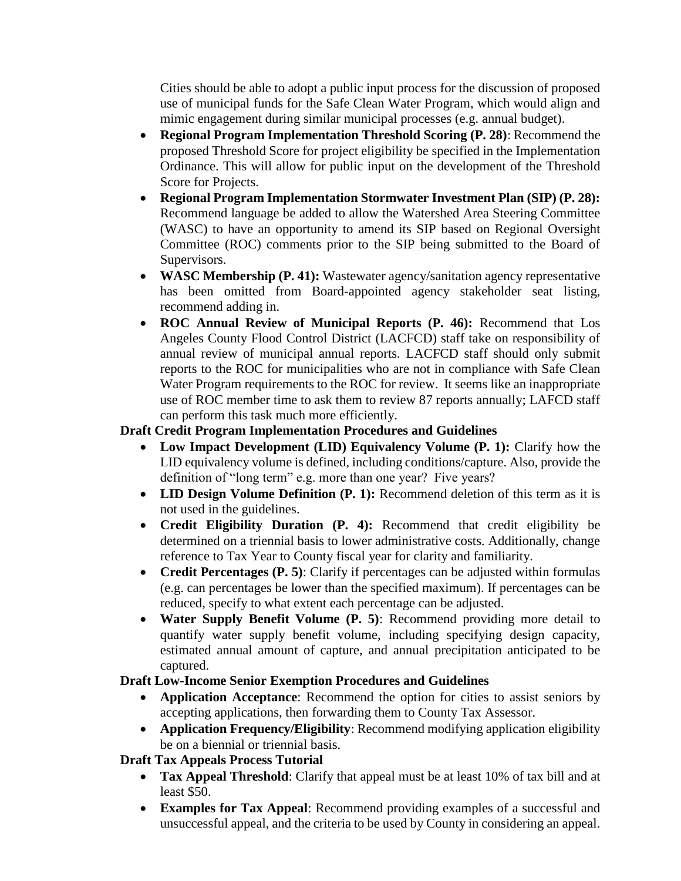Cities should be able to adopt a public input process for the discussion of proposed use of municipal funds for the Safe Clean Water Program, which would align and mimic engagement during similar municipal processes (e.g. annual budget).

- **Regional Program Implementation Threshold Scoring (P. 28)**: Recommend the proposed Threshold Score for project eligibility be specified in the Implementation Ordinance. This will allow for public input on the development of the Threshold Score for Projects.
- **Regional Program Implementation Stormwater Investment Plan (SIP) (P. 28):** Recommend language be added to allow the Watershed Area Steering Committee (WASC) to have an opportunity to amend its SIP based on Regional Oversight Committee (ROC) comments prior to the SIP being submitted to the Board of Supervisors.
- **WASC Membership (P. 41):** Wastewater agency/sanitation agency representative has been omitted from Board-appointed agency stakeholder seat listing, recommend adding in.
- **ROC Annual Review of Municipal Reports (P. 46):** Recommend that Los Angeles County Flood Control District (LACFCD) staff take on responsibility of annual review of municipal annual reports. LACFCD staff should only submit reports to the ROC for municipalities who are not in compliance with Safe Clean Water Program requirements to the ROC for review. It seems like an inappropriate use of ROC member time to ask them to review 87 reports annually; LAFCD staff can perform this task much more efficiently.

**Draft Credit Program Implementation Procedures and Guidelines**

- **Low Impact Development (LID) Equivalency Volume (P. 1):** Clarify how the LID equivalency volume is defined, including conditions/capture. Also, provide the definition of "long term" e.g. more than one year? Five years?
- **LID Design Volume Definition (P. 1):** Recommend deletion of this term as it is not used in the guidelines.
- **Credit Eligibility Duration (P. 4):** Recommend that credit eligibility be determined on a triennial basis to lower administrative costs. Additionally, change reference to Tax Year to County fiscal year for clarity and familiarity.
- **Credit Percentages (P. 5)**: Clarify if percentages can be adjusted within formulas (e.g. can percentages be lower than the specified maximum). If percentages can be reduced, specify to what extent each percentage can be adjusted.
- **Water Supply Benefit Volume (P. 5)**: Recommend providing more detail to quantify water supply benefit volume, including specifying design capacity, estimated annual amount of capture, and annual precipitation anticipated to be captured.

**Draft Low-Income Senior Exemption Procedures and Guidelines**

- **Application Acceptance**: Recommend the option for cities to assist seniors by accepting applications, then forwarding them to County Tax Assessor.
- **Application Frequency/Eligibility**: Recommend modifying application eligibility be on a biennial or triennial basis.

**Draft Tax Appeals Process Tutorial**

- **Tax Appeal Threshold**: Clarify that appeal must be at least 10% of tax bill and at least $50.
- **Examples for Tax Appeal**: Recommend providing examples of a successful and unsuccessful appeal, and the criteria to be used by County in considering an appeal.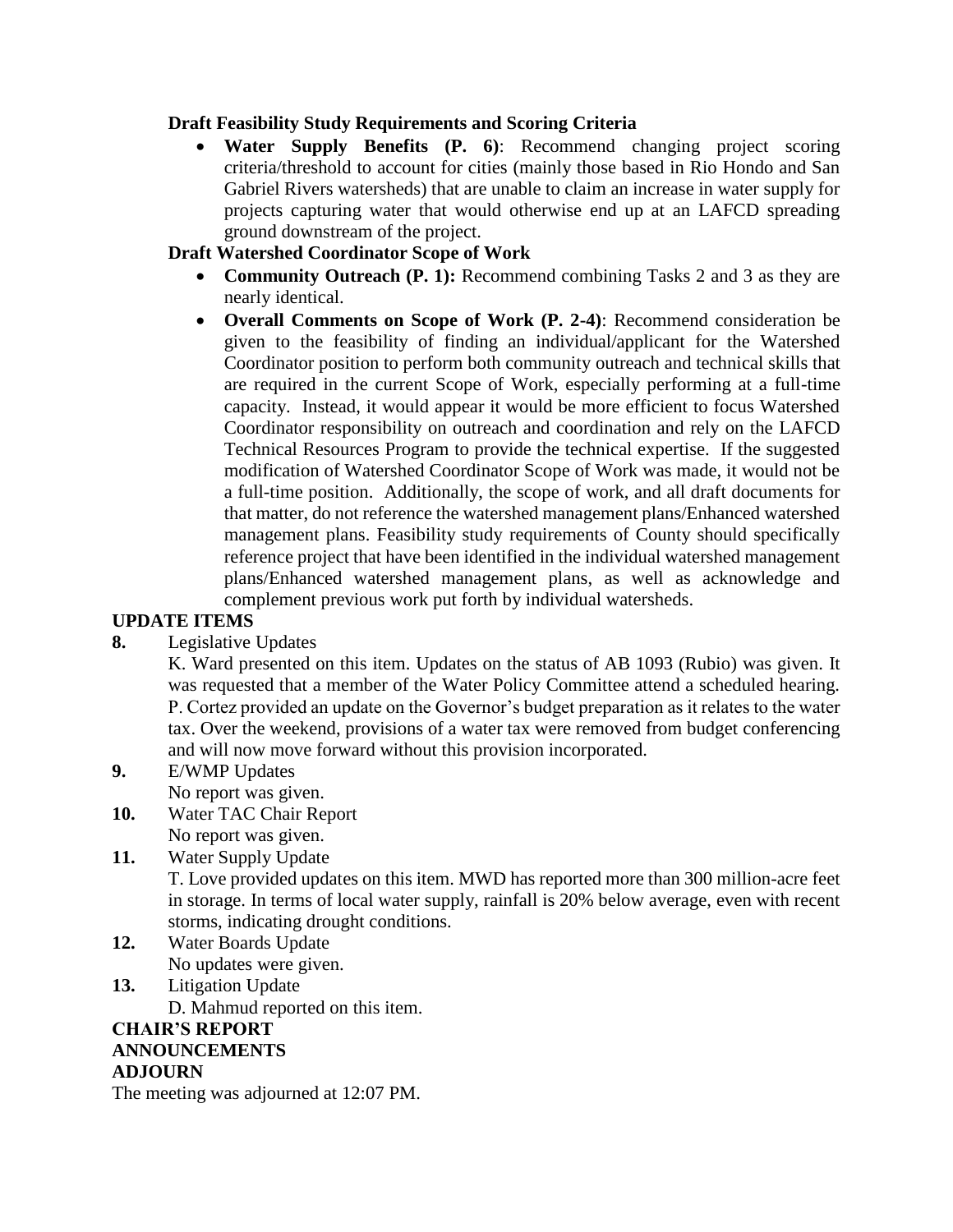**Draft Feasibility Study Requirements and Scoring Criteria**

- **Water Supply Benefits (P. 6)**: Recommend changing project scoring criteria/threshold to account for cities (mainly those based in Rio Hondo and San Gabriel Rivers watersheds) that are unable to claim an increase in water supply for projects capturing water that would otherwise end up at an LAFCD spreading ground downstream of the project.

**Draft Watershed Coordinator Scope of Work**

- **Community Outreach (P. 1):** Recommend combining Tasks 2 and 3 as they are nearly identical.
- **Overall Comments on Scope of Work (P. 2-4)**: Recommend consideration be given to the feasibility of finding an individual/applicant for the Watershed Coordinator position to perform both community outreach and technical skills that are required in the current Scope of Work, especially performing at a full-time capacity. Instead, it would appear it would be more efficient to focus Watershed Coordinator responsibility on outreach and coordination and rely on the LAFCD Technical Resources Program to provide the technical expertise. If the suggested modification of Watershed Coordinator Scope of Work was made, it would not be a full-time position. Additionally, the scope of work, and all draft documents for that matter, do not reference the watershed management plans/Enhanced watershed management plans. Feasibility study requirements of County should specifically reference project that have been identified in the individual watershed management plans/Enhanced watershed management plans, as well as acknowledge and complement previous work put forth by individual watersheds.

**UPDATE ITEMS**

**8.** Legislative Updates

K. Ward presented on this item. Updates on the status of AB 1093 (Rubio) was given. It was requested that a member of the Water Policy Committee attend a scheduled hearing. P. Cortez provided an update on the Governor's budget preparation as it relates to the water tax. Over the weekend, provisions of a water tax were removed from budget conferencing and will now move forward without this provision incorporated.

**9.** E/WMP Updates

No report was given.

**10.** Water TAC Chair Report

No report was given.

**11.** Water Supply Update

T. Love provided updates on this item. MWD has reported more than 300 million-acre feet in storage. In terms of local water supply, rainfall is 20% below average, even with recent storms, indicating drought conditions.

**12.** Water Boards Update

No updates were given.

**13.** Litigation Update

D. Mahmud reported on this item.

**CHAIR'S REPORT**

**ANNOUNCEMENTS**

**ADJOURN**

The meeting was adjourned at 12:07 PM.